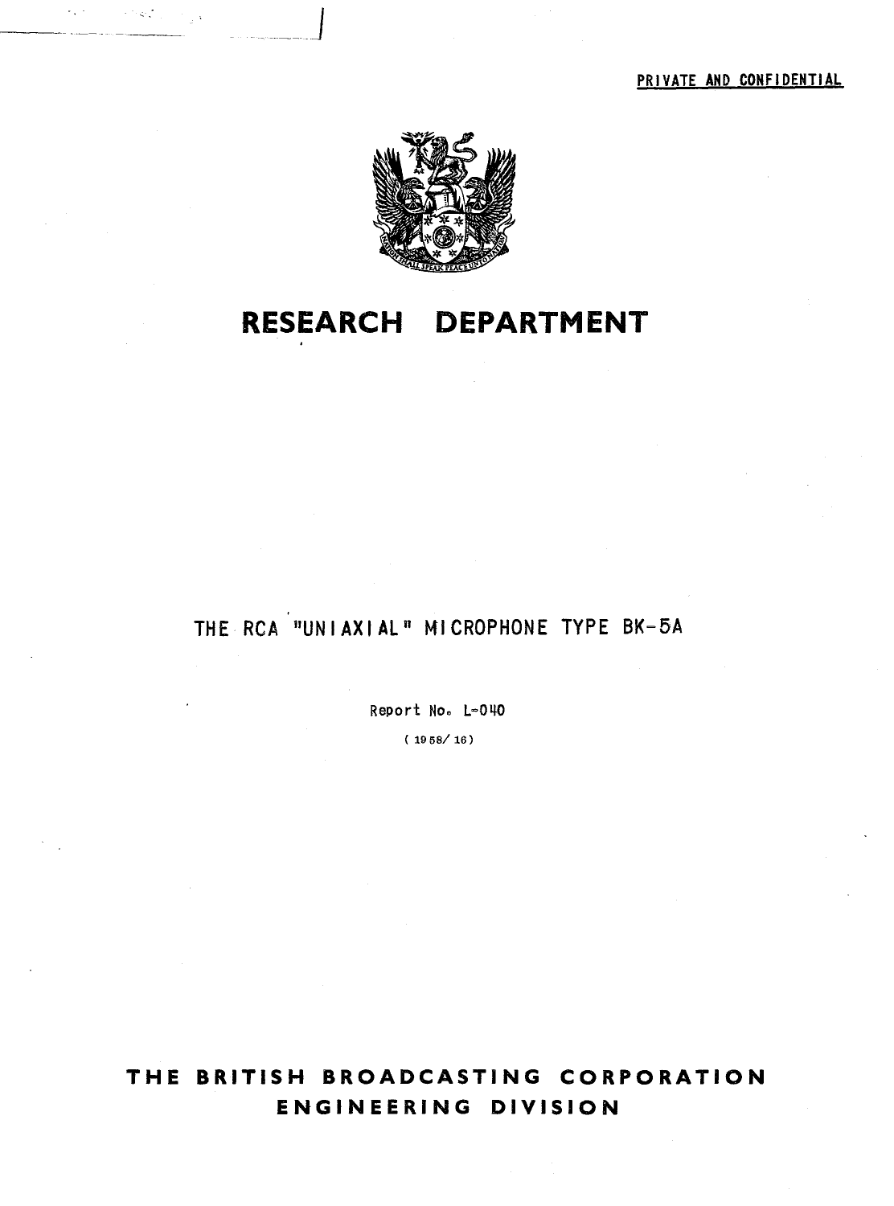PRIVATE AND CONFIDENTIAL

# RESEARCH DEPARTMENT

## THE RCA "UNIAXIAL" MICROPHONE TYPE BK-5A

Report No. L-040

(1958/16)

**THE BRITISH BROADCASTING CORPORATION**
**ENGINEERING DIVISION**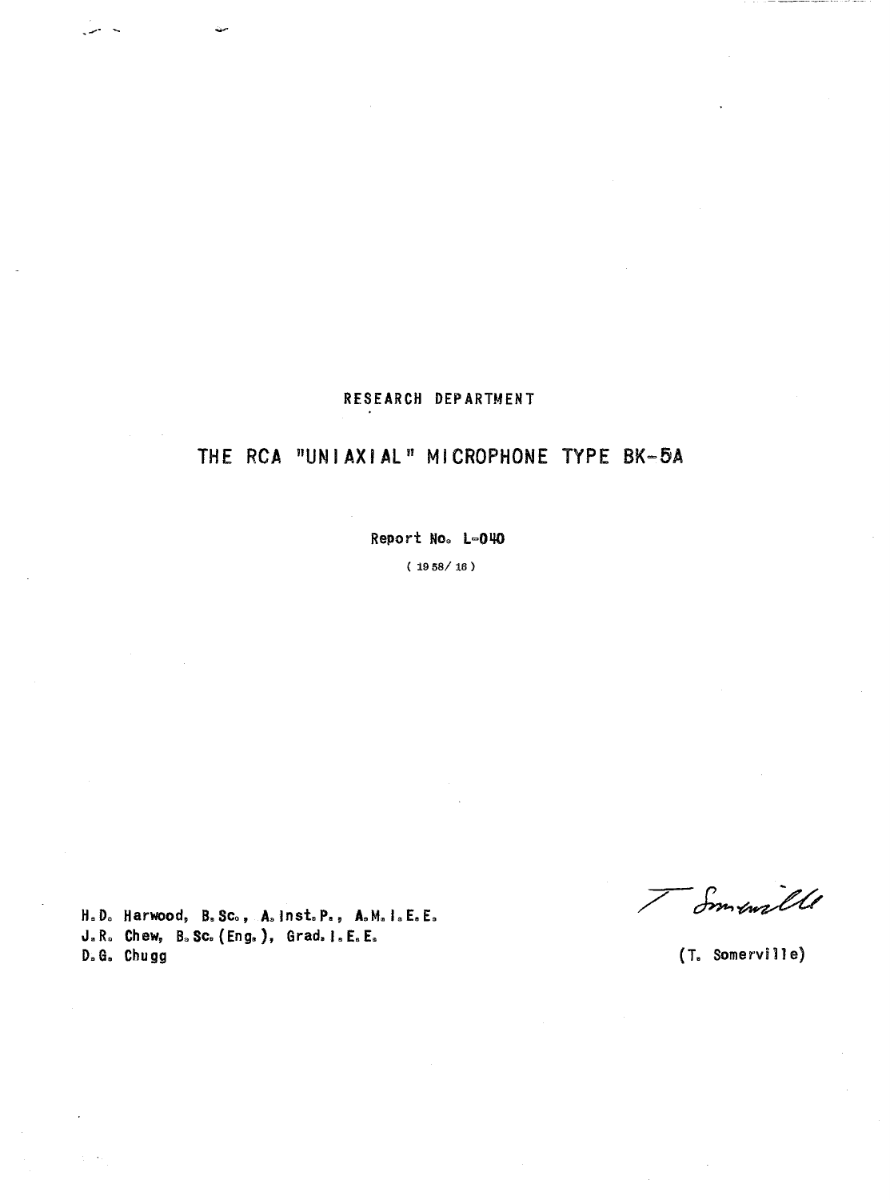RESEARCH DEPARTMENT

# THE RCA "UNIAXIAL" MICROPHONE TYPE BK-5A

Report No. L-040

( 1958/ 16 )

H. D. Harwood, B. Sc., A. Inst. P., A. M. I. E. E.
J. R. Chew, B. Sc. (Eng.), Grad. I. E. E.
D. G. Chugg

(T. Somerville)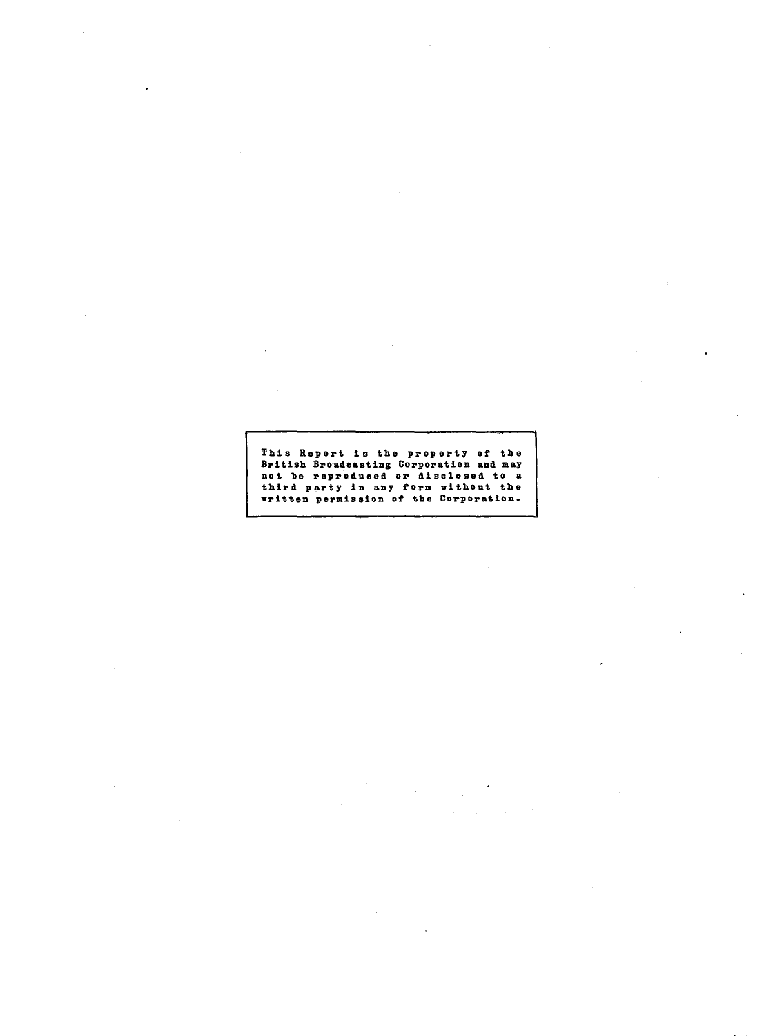This Report is the property of the British Broadcasting Corporation and may not be reproduced or disclosed to a third party in any form without the written permission of the Corporation.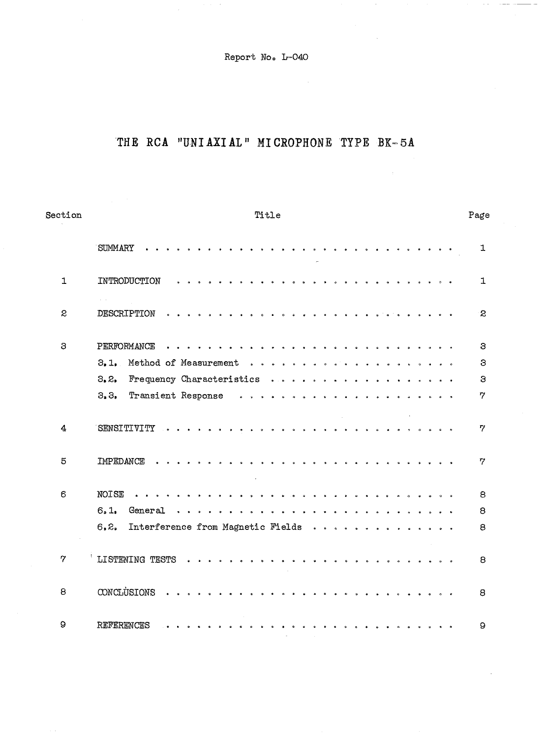Report No. L-040

# THE RCA "UNIAXIAL" MICROPHONE TYPE BK-5A

| Section | Title | Page |
| --- | --- | --- |
| | SUMMARY | 1 |
| 1 | INTRODUCTION | 1 |
| 2 | DESCRIPTION | 2 |
| 3 | PERFORMANCE | 3 |
| | 3.1. Method of Measurement | 3 |
| | 3.2. Frequency Characteristics | 3 |
| | 3.3. Transient Response | 7 |
| 4 | SENSITIVITY | 7 |
| 5 | IMPEDANCE | 7 |
| 6 | NOISE | 8 |
| | 6.1. General | 8 |
| | 6.2. Interference from Magnetic Fields | 8 |
| 7 | LISTENING TESTS | 8 |
| 8 | CONCLUSIONS | 8 |
| 9 | REFERENCES | 9 |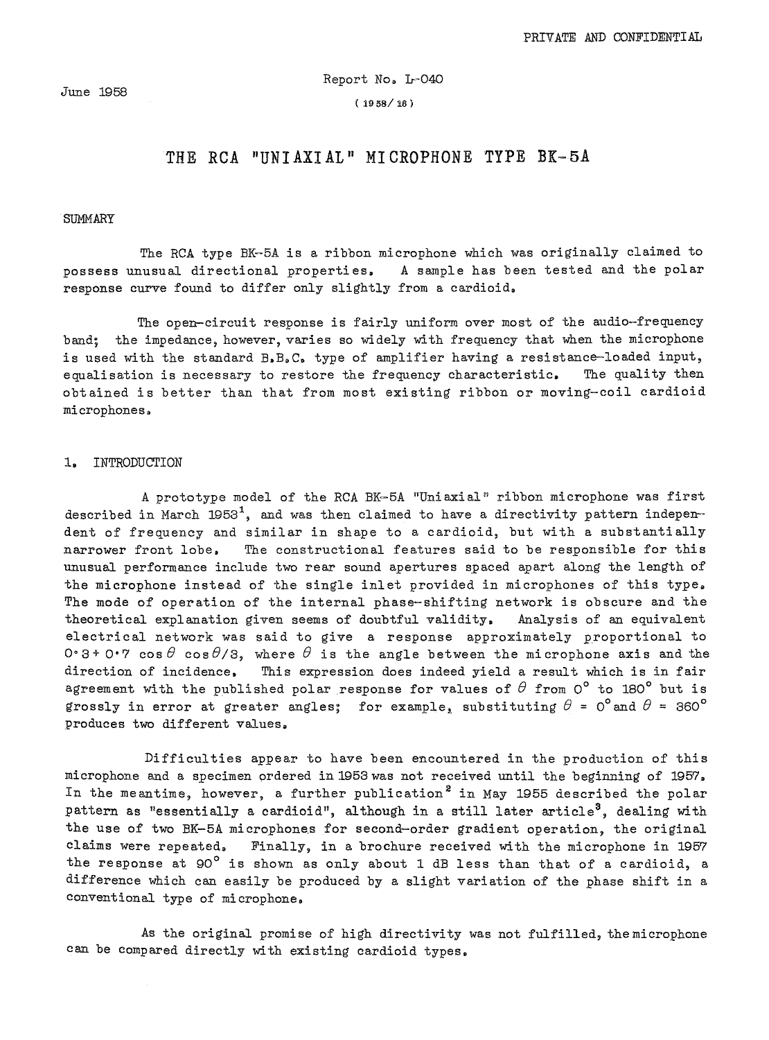PRIVATE AND CONFIDENTIAL

June 1958

Report No. L-040

(1958/16)

# THE RCA "UNIAXIAL" MICROPHONE TYPE BK-5A

## SUMMARY

The RCA type BK-5A is a ribbon microphone which was originally claimed to possess unusual directional properties. A sample has been tested and the polar response curve found to differ only slightly from a cardioid.

The open-circuit response is fairly uniform over most of the audio-frequency band; the impedance, however, varies so widely with frequency that when the microphone is used with the standard B.B.C. type of amplifier having a resistance-loaded input, equalisation is necessary to restore the frequency characteristic. The quality then obtained is better than that from most existing ribbon or moving-coil cardioid microphones.

## 1. INTRODUCTION

A prototype model of the RCA BK-5A "Uniaxial" ribbon microphone was first described in March 1953[1], and was then claimed to have a directivity pattern independent of frequency and similar in shape to a cardioid, but with a substantially narrower front lobe. The constructional features said to be responsible for this unusual performance include two rear sound apertures spaced apart along the length of the microphone instead of the single inlet provided in microphones of this type. The mode of operation of the internal phase-shifting network is obscure and the theoretical explanation given seems of doubtful validity. Analysis of an equivalent electrical network was said to give a response approximately proportional to $0{\cdot}3 + 0{\cdot}7 \cos\theta \cos\theta/3$, where $\theta$ is the angle between the microphone axis and the direction of incidence. This expression does indeed yield a result which is in fair agreement with the published polar response for values of $\theta$ from 0° to 180° but is grossly in error at greater angles; for example, substituting $\theta$ = 0° and $\theta$ = 360° produces two different values.

Difficulties appear to have been encountered in the production of this microphone and a specimen ordered in 1953 was not received until the beginning of 1957. In the meantime, however, a further publication[2] in May 1955 described the polar pattern as "essentially a cardioid", although in a still later article[3], dealing with the use of two BK-5A microphones for second-order gradient operation, the original claims were repeated. Finally, in a brochure received with the microphone in 1957 the response at 90° is shown as only about 1 dB less than that of a cardioid, a difference which can easily be produced by a slight variation of the phase shift in a conventional type of microphone.

As the original promise of high directivity was not fulfilled, the microphone can be compared directly with existing cardioid types.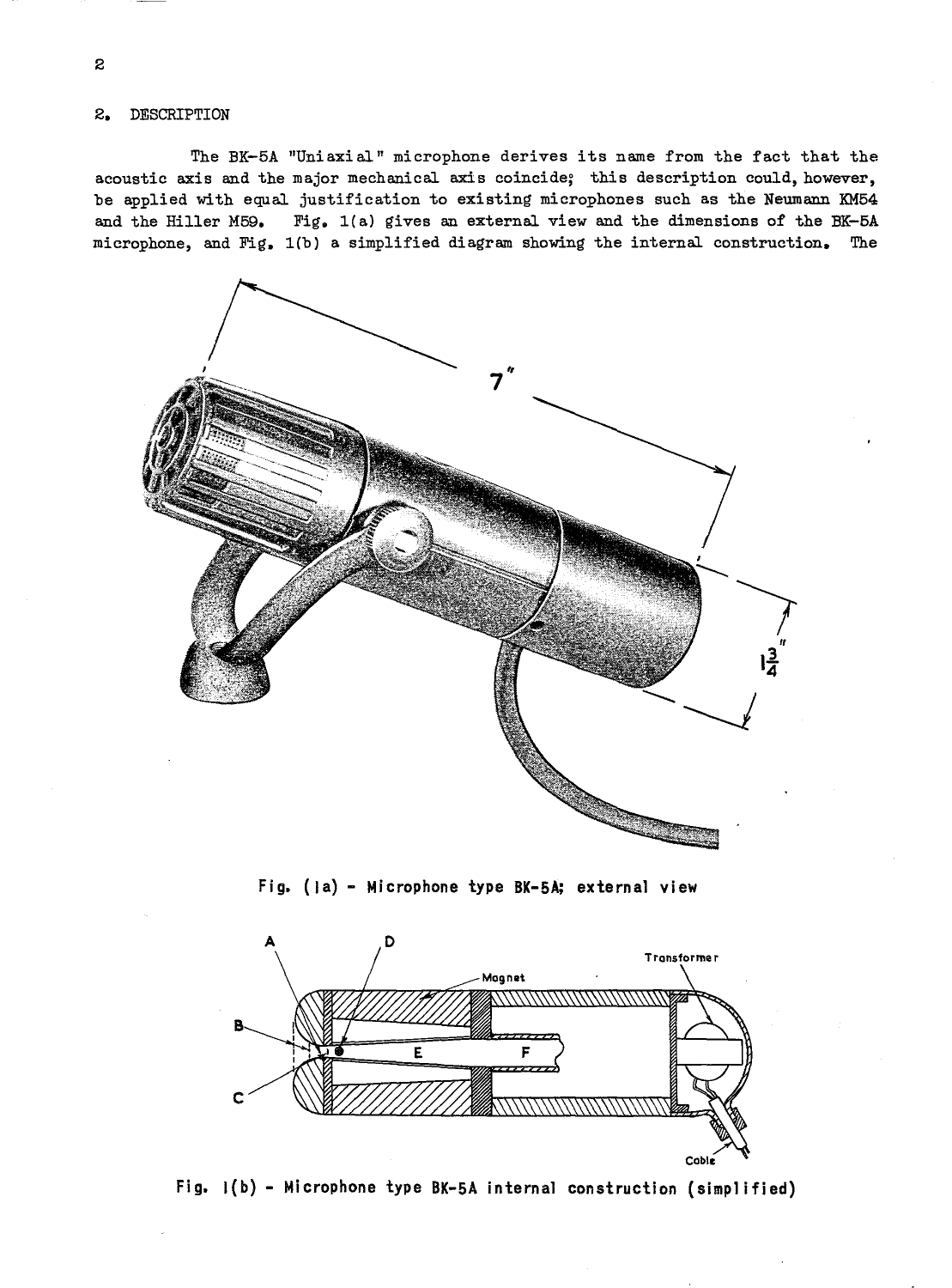## 2. DESCRIPTION

The BK-5A "Uniaxial" microphone derives its name from the fact that the acoustic axis and the major mechanical axis coincide; this description could, however, be applied with equal justification to existing microphones such as the Neumann KM54 and the Hiller M59. Fig. 1(a) gives an external view and the dimensions of the BK-5A microphone, and Fig. 1(b) a simplified diagram showing the internal construction. The

Fig. (1a) - Microphone type BK-5A; external view

Fig. 1(b) - Microphone type BK-5A internal construction (simplified)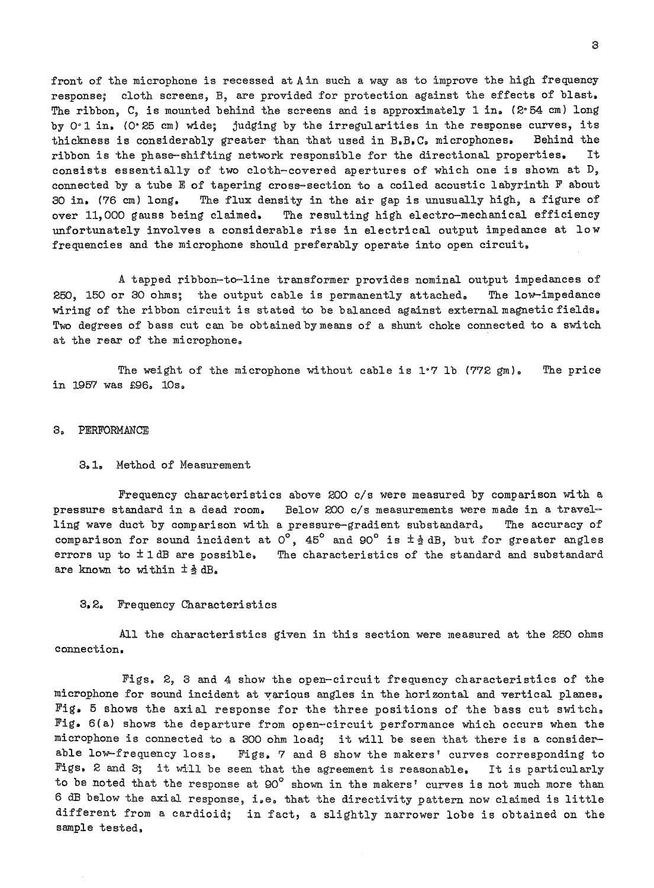front of the microphone is recessed at A in such a way as to improve the high frequency response; cloth screens, B, are provided for protection against the effects of blast. The ribbon, C, is mounted behind the screens and is approximately 1 in. (2·54 cm) long by 0·1 in. (0·25 cm) wide; judging by the irregularities in the response curves, its thickness is considerably greater than that used in B.B.C. microphones. Behind the ribbon is the phase-shifting network responsible for the directional properties. It consists essentially of two cloth-covered apertures of which one is shown at D, connected by a tube E of tapering cross-section to a coiled acoustic labyrinth F about 30 in. (76 cm) long. The flux density in the air gap is unusually high, a figure of over 11,000 gauss being claimed. The resulting high electro-mechanical efficiency unfortunately involves a considerable rise in electrical output impedance at low frequencies and the microphone should preferably operate into open circuit.

A tapped ribbon-to-line transformer provides nominal output impedances of 250, 150 or 30 ohms; the output cable is permanently attached. The low-impedance wiring of the ribbon circuit is stated to be balanced against external magnetic fields. Two degrees of bass cut can be obtained by means of a shunt choke connected to a switch at the rear of the microphone.

The weight of the microphone without cable is 1·7 lb (772 gm). The price in 1957 was £96. 10s.

## 3. PERFORMANCE

### 3.1. Method of Measurement

Frequency characteristics above 200 c/s were measured by comparison with a pressure standard in a dead room. Below 200 c/s measurements were made in a travelling wave duct by comparison with a pressure-gradient substandard. The accuracy of comparison for sound incident at 0°, 45° and 90° is $\pm\frac{1}{2}$ dB, but for greater angles errors up to $\pm 1$ dB are possible. The characteristics of the standard and substandard are known to within $\pm\frac{1}{2}$ dB.

### 3.2. Frequency Characteristics

All the characteristics given in this section were measured at the 250 ohms connection.

Figs. 2, 3 and 4 show the open-circuit frequency characteristics of the microphone for sound incident at various angles in the horizontal and vertical planes. Fig. 5 shows the axial response for the three positions of the bass cut switch. Fig. 6(a) shows the departure from open-circuit performance which occurs when the microphone is connected to a 300 ohm load; it will be seen that there is a considerable low-frequency loss. Figs. 7 and 8 show the makers' curves corresponding to Figs. 2 and 3; it will be seen that the agreement is reasonable. It is particularly to be noted that the response at 90° shown in the makers' curves is not much more than 6 dB below the axial response, i.e. that the directivity pattern now claimed is little different from a cardioid; in fact, a slightly narrower lobe is obtained on the sample tested.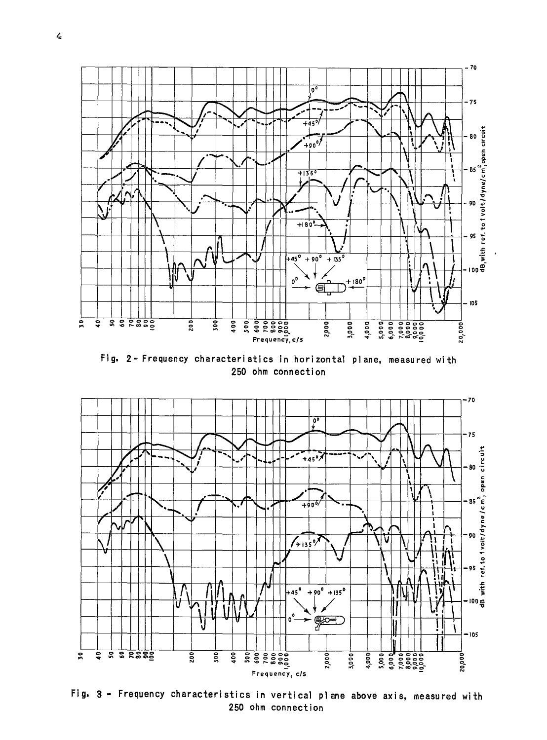Fig. 2 - Frequency characteristics in horizontal plane, measured with 250 ohm connection

Fig. 3 - Frequency characteristics in vertical plane above axis, measured with 250 ohm connection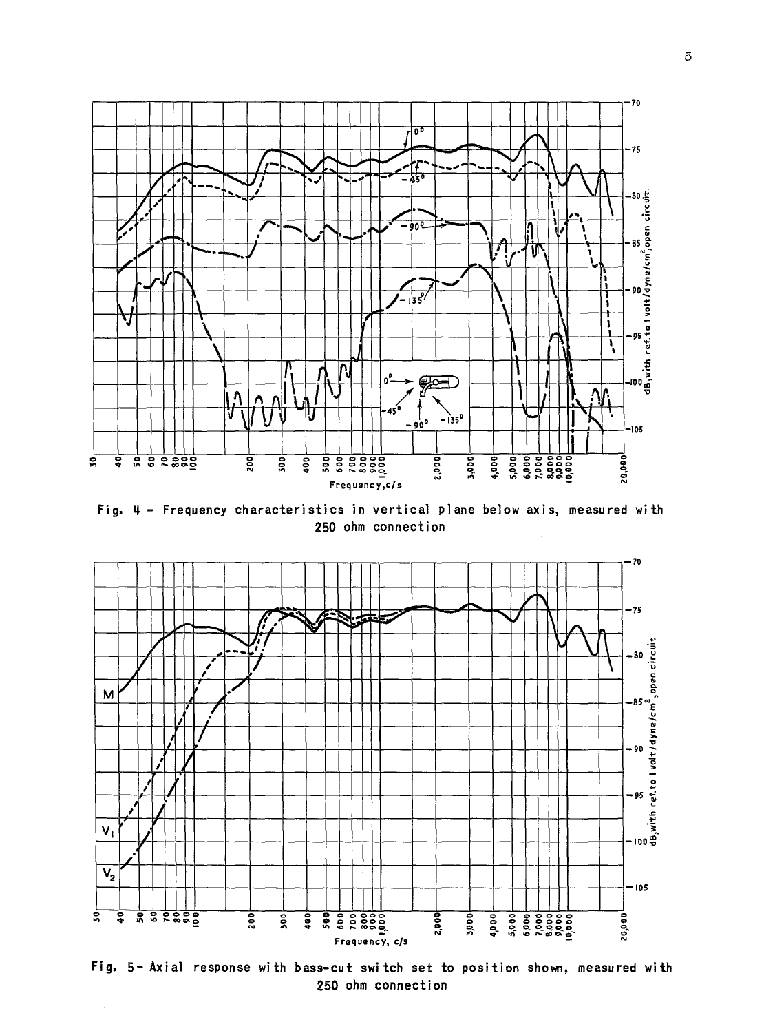Fig. 4 - Frequency characteristics in vertical plane below axis, measured with 250 ohm connection

Fig. 5 - Axial response with bass-cut switch set to position shown, measured with 250 ohm connection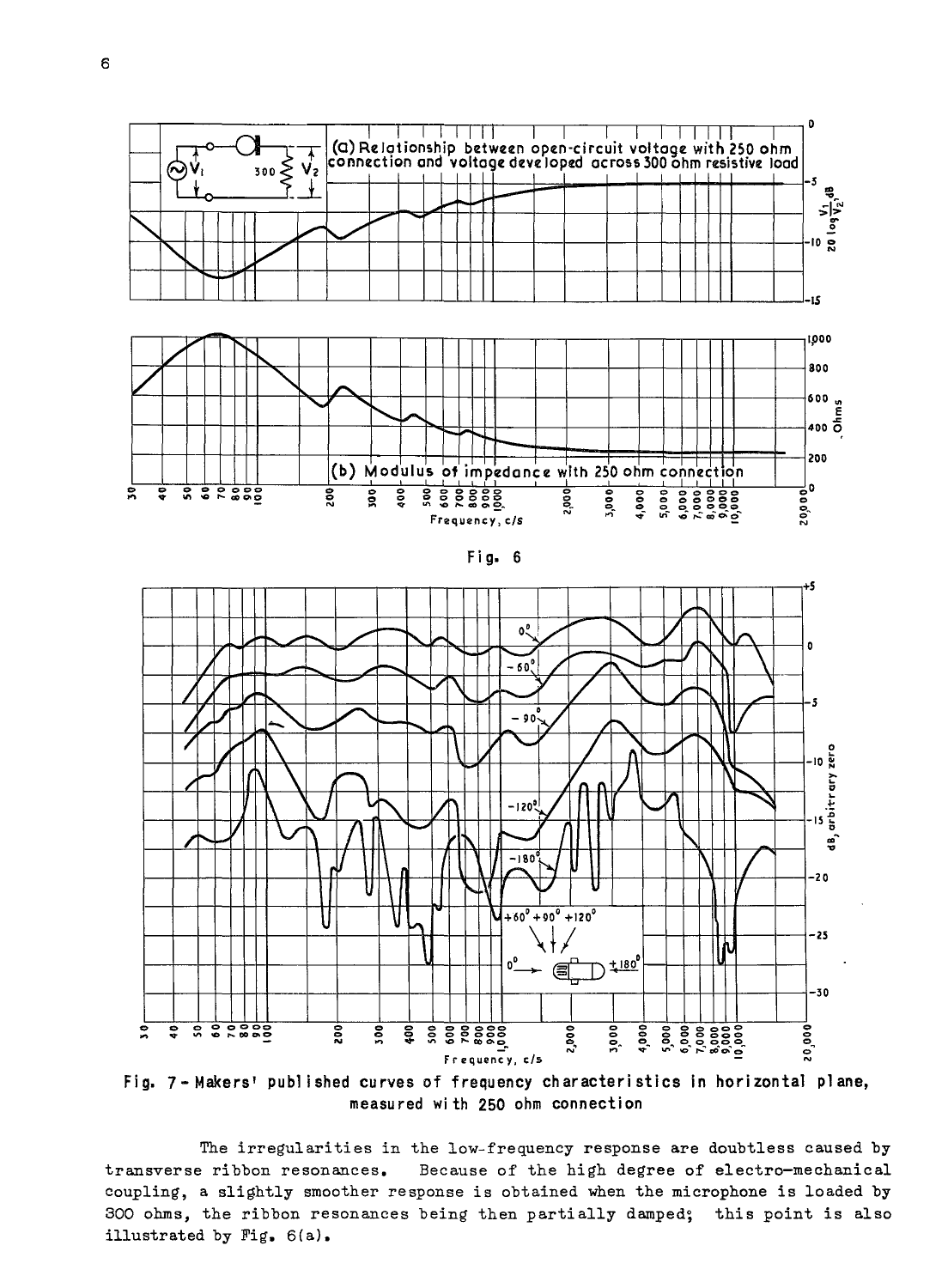Fig. 6

Fig. 7 - Makers' published curves of frequency characteristics in horizontal plane, measured with 250 ohm connection

The irregularities in the low-frequency response are doubtless caused by transverse ribbon resonances. Because of the high degree of electro-mechanical coupling, a slightly smoother response is obtained when the microphone is loaded by 300 ohms, the ribbon resonances being then partially damped; this point is also illustrated by Fig. 6(a).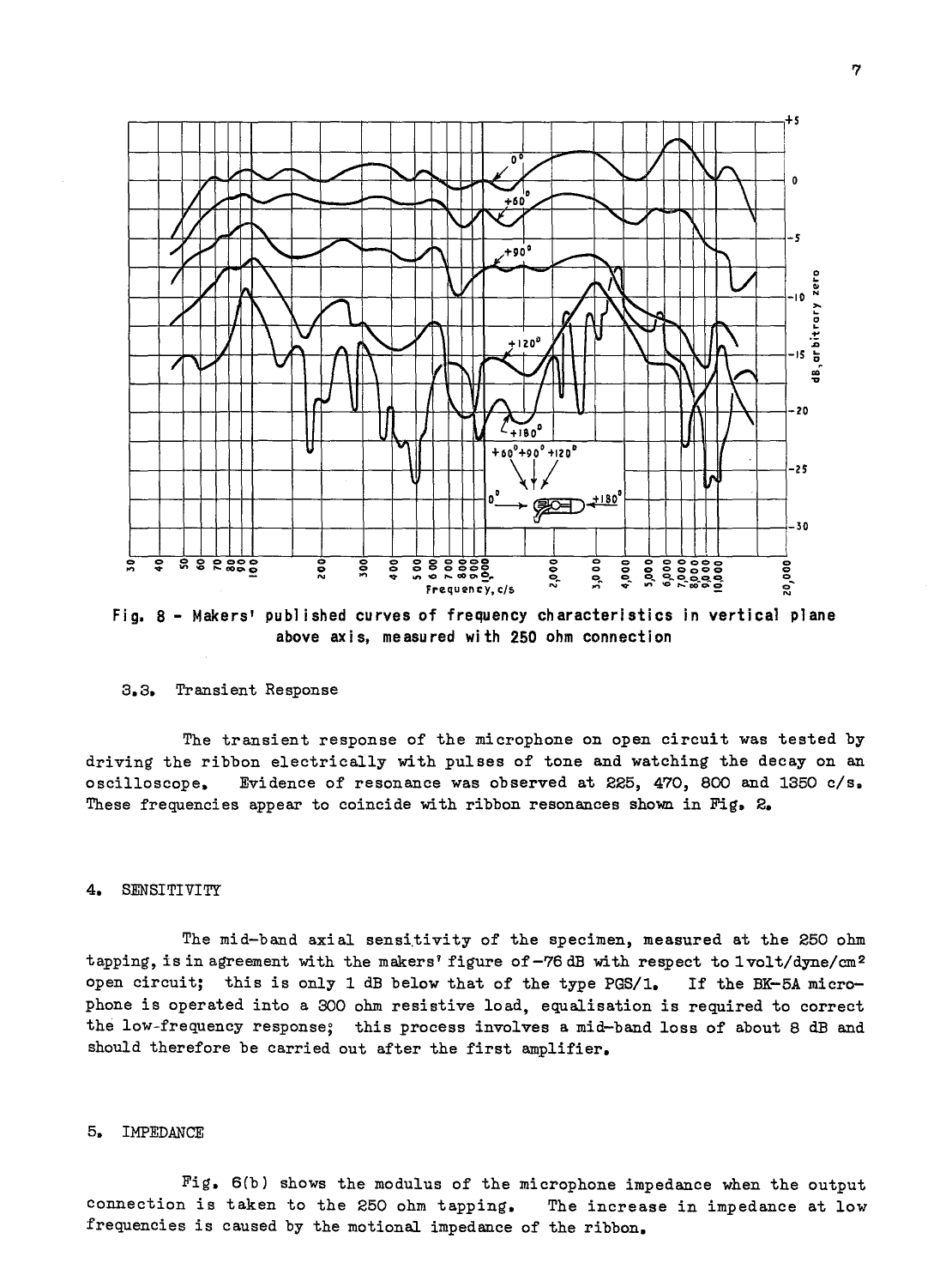Fig. 8 - Makers' published curves of frequency characteristics in vertical plane above axis, measured with 250 ohm connection

3.3. Transient Response

The transient response of the microphone on open circuit was tested by driving the ribbon electrically with pulses of tone and watching the decay on an oscilloscope. Evidence of resonance was observed at 225, 470, 800 and 1350 c/s. These frequencies appear to coincide with ribbon resonances shown in Fig. 2.

## 4. SENSITIVITY

The mid-band axial sensitivity of the specimen, measured at the 250 ohm tapping, is in agreement with the makers' figure of −76 dB with respect to 1 volt/dyne/cm$^2$ open circuit; this is only 1 dB below that of the type PGS/1. If the BK-5A microphone is operated into a 300 ohm resistive load, equalisation is required to correct the low-frequency response; this process involves a mid-band loss of about 8 dB and should therefore be carried out after the first amplifier.

## 5. IMPEDANCE

Fig. 6(b) shows the modulus of the microphone impedance when the output connection is taken to the 250 ohm tapping. The increase in impedance at low frequencies is caused by the motional impedance of the ribbon.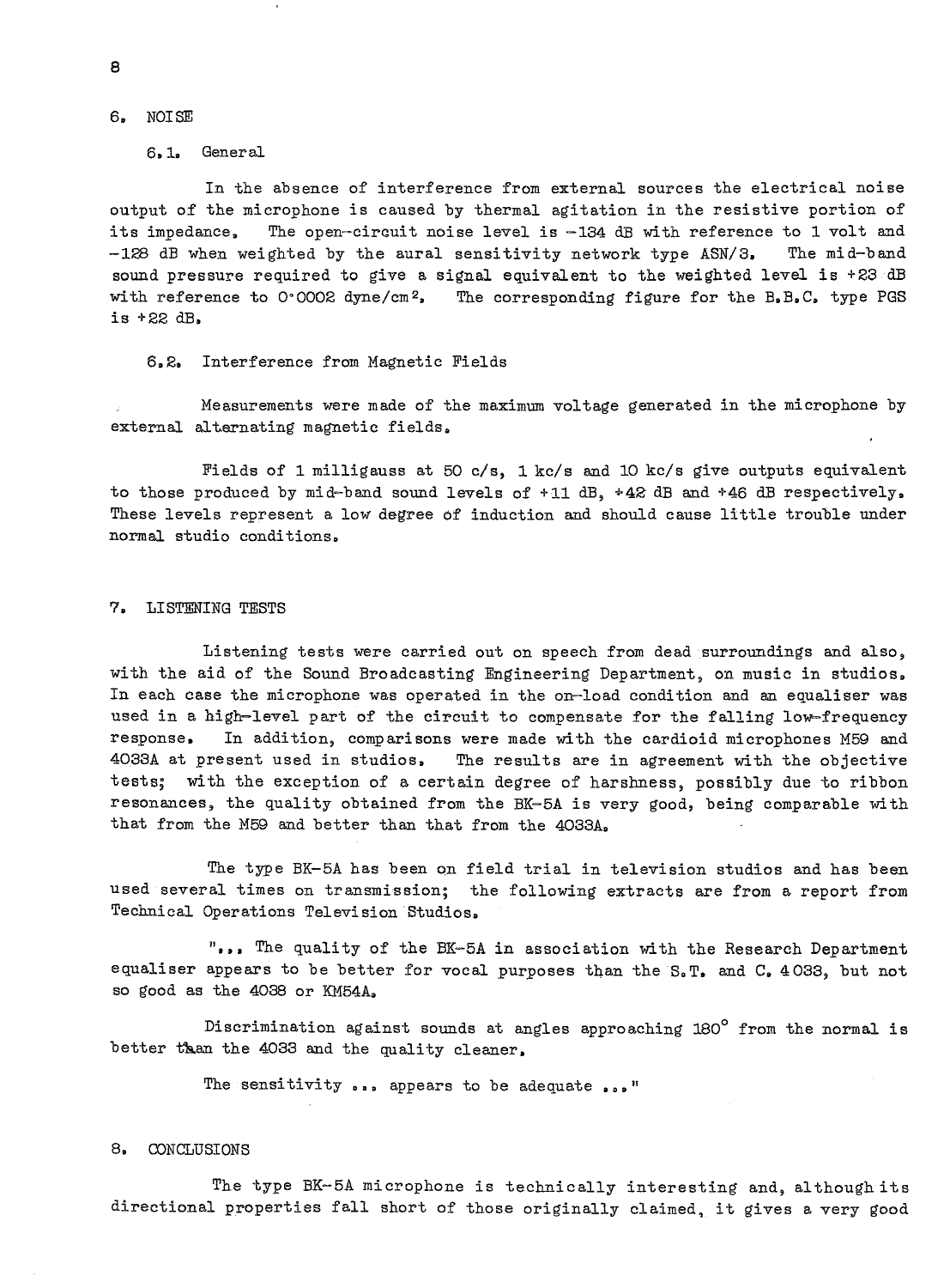## 6. NOISE

### 6.1. General

In the absence of interference from external sources the electrical noise output of the microphone is caused by thermal agitation in the resistive portion of its impedance. The open-circuit noise level is −134 dB with reference to 1 volt and −128 dB when weighted by the aural sensitivity network type ASN/3. The mid-band sound pressure required to give a signal equivalent to the weighted level is +23 dB with reference to 0·0002 dyne/cm². The corresponding figure for the B.B.C. type PGS is +22 dB.

### 6.2. Interference from Magnetic Fields

Measurements were made of the maximum voltage generated in the microphone by external alternating magnetic fields.

Fields of 1 milligauss at 50 c/s, 1 kc/s and 10 kc/s give outputs equivalent to those produced by mid-band sound levels of +11 dB, +42 dB and +46 dB respectively. These levels represent a low degree of induction and should cause little trouble under normal studio conditions.

## 7. LISTENING TESTS

Listening tests were carried out on speech from dead surroundings and also, with the aid of the Sound Broadcasting Engineering Department, on music in studios. In each case the microphone was operated in the on-load condition and an equaliser was used in a high-level part of the circuit to compensate for the falling low-frequency response. In addition, comparisons were made with the cardioid microphones M59 and 4033A at present used in studios. The results are in agreement with the objective tests; with the exception of a certain degree of harshness, possibly due to ribbon resonances, the quality obtained from the BK-5A is very good, being comparable with that from the M59 and better than that from the 4033A.

The type BK-5A has been on field trial in television studios and has been used several times on transmission; the following extracts are from a report from Technical Operations Television Studios.

"... The quality of the BK-5A in association with the Research Department equaliser appears to be better for vocal purposes than the S.T. and C. 4033, but not so good as the 4038 or KM54A.

Discrimination against sounds at angles approaching 180° from the normal is better than the 4033 and the quality cleaner.

The sensitivity ... appears to be adequate ..."

## 8. CONCLUSIONS

The type BK-5A microphone is technically interesting and, although its directional properties fall short of those originally claimed, it gives a very good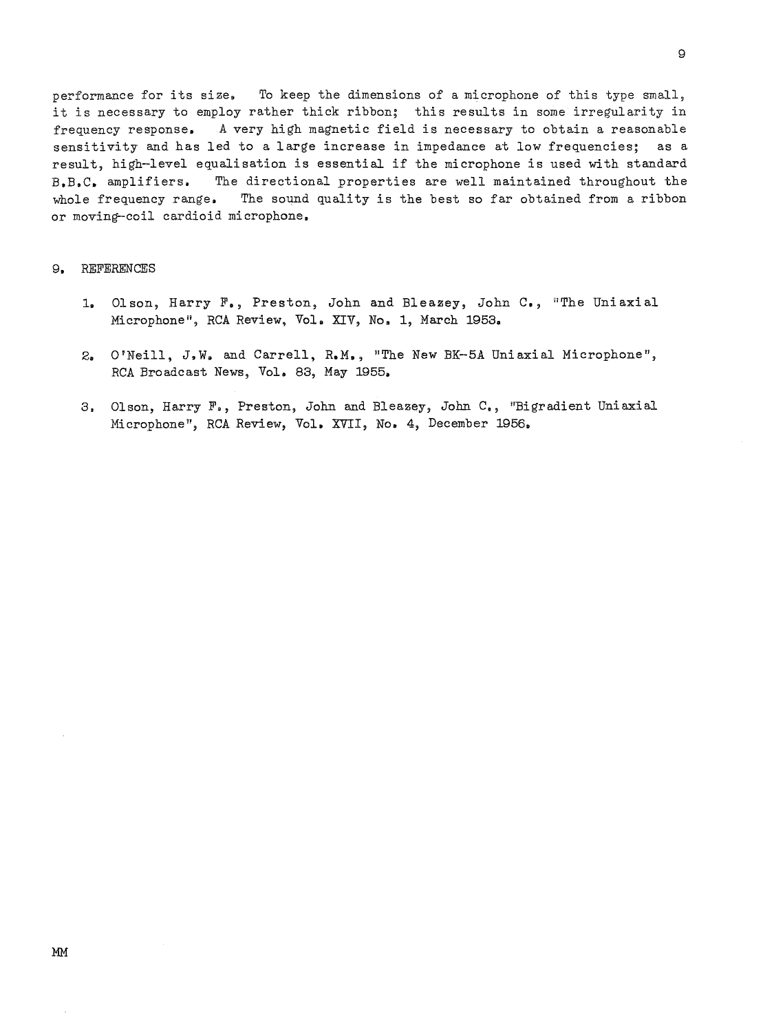performance for its size. To keep the dimensions of a microphone of this type small, it is necessary to employ rather thick ribbon; this results in some irregularity in frequency response. A very high magnetic field is necessary to obtain a reasonable sensitivity and has led to a large increase in impedance at low frequencies; as a result, high-level equalisation is essential if the microphone is used with standard B.B.C. amplifiers. The directional properties are well maintained throughout the whole frequency range. The sound quality is the best so far obtained from a ribbon or moving-coil cardioid microphone.

## 9. REFERENCES

1. Olson, Harry F., Preston, John and Bleazey, John C., "The Uniaxial Microphone", RCA Review, Vol. XIV, No. 1, March 1953.

2. O'Neill, J.W. and Carrell, R.M., "The New BK-5A Uniaxial Microphone", RCA Broadcast News, Vol. 83, May 1955.

3. Olson, Harry F., Preston, John and Bleazey, John C., "Bigradient Uniaxial Microphone", RCA Review, Vol. XVII, No. 4, December 1956.

MM